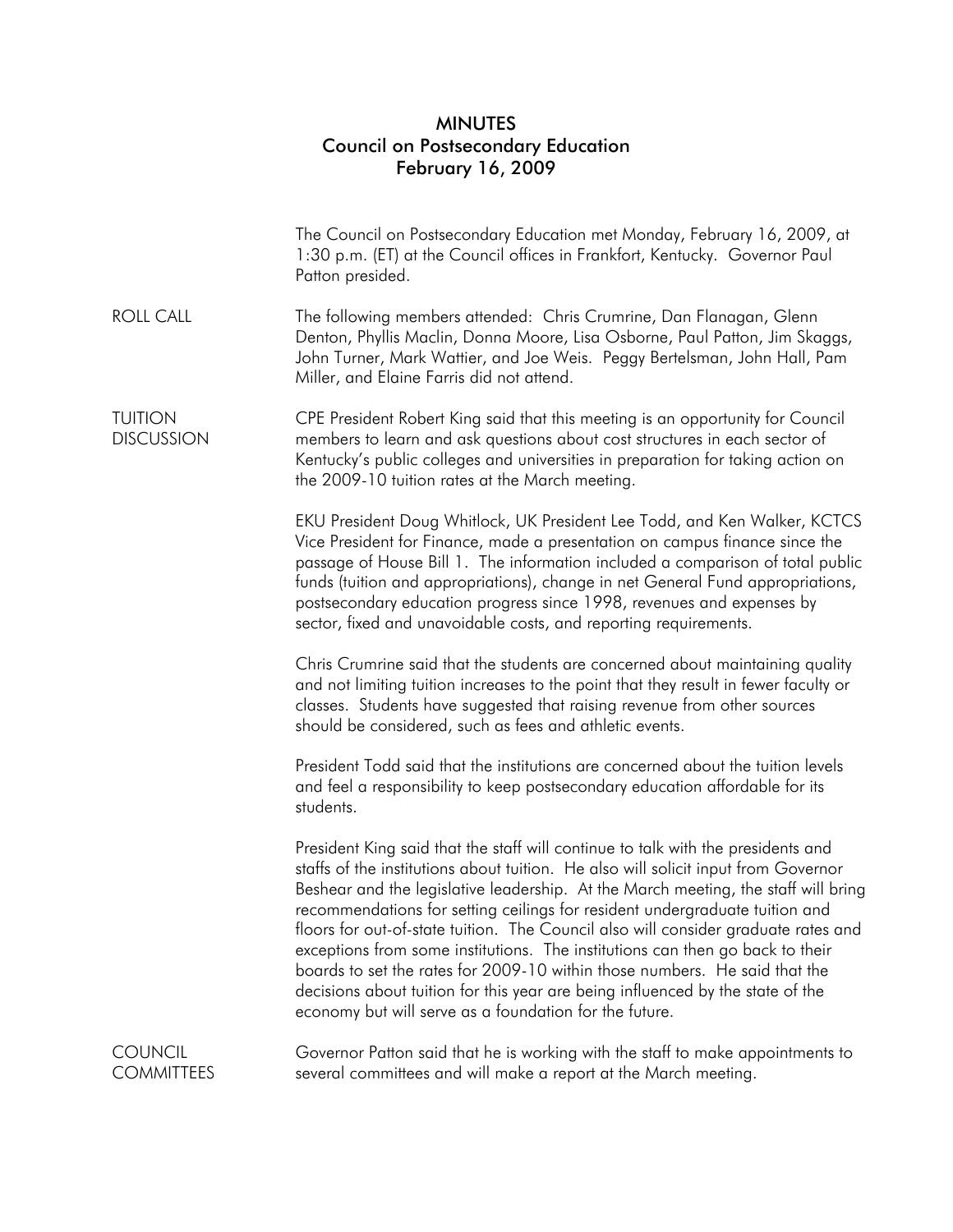# MINUTES
## Council on Postsecondary Education
### February 16, 2009

The Council on Postsecondary Education met Monday, February 16, 2009, at 1:30 p.m. (ET) at the Council offices in Frankfort, Kentucky. Governor Paul Patton presided.

**ROLL CALL**

The following members attended: Chris Crumrine, Dan Flanagan, Glenn Denton, Phyllis Maclin, Donna Moore, Lisa Osborne, Paul Patton, Jim Skaggs, John Turner, Mark Wattier, and Joe Weis. Peggy Bertelsman, John Hall, Pam Miller, and Elaine Farris did not attend.

**TUITION DISCUSSION**

CPE President Robert King said that this meeting is an opportunity for Council members to learn and ask questions about cost structures in each sector of Kentucky's public colleges and universities in preparation for taking action on the 2009-10 tuition rates at the March meeting.

EKU President Doug Whitlock, UK President Lee Todd, and Ken Walker, KCTCS Vice President for Finance, made a presentation on campus finance since the passage of House Bill 1. The information included a comparison of total public funds (tuition and appropriations), change in net General Fund appropriations, postsecondary education progress since 1998, revenues and expenses by sector, fixed and unavoidable costs, and reporting requirements.

Chris Crumrine said that the students are concerned about maintaining quality and not limiting tuition increases to the point that they result in fewer faculty or classes. Students have suggested that raising revenue from other sources should be considered, such as fees and athletic events.

President Todd said that the institutions are concerned about the tuition levels and feel a responsibility to keep postsecondary education affordable for its students.

President King said that the staff will continue to talk with the presidents and staffs of the institutions about tuition. He also will solicit input from Governor Beshear and the legislative leadership. At the March meeting, the staff will bring recommendations for setting ceilings for resident undergraduate tuition and floors for out-of-state tuition. The Council also will consider graduate rates and exceptions from some institutions. The institutions can then go back to their boards to set the rates for 2009-10 within those numbers. He said that the decisions about tuition for this year are being influenced by the state of the economy but will serve as a foundation for the future.

**COUNCIL COMMITTEES**

Governor Patton said that he is working with the staff to make appointments to several committees and will make a report at the March meeting.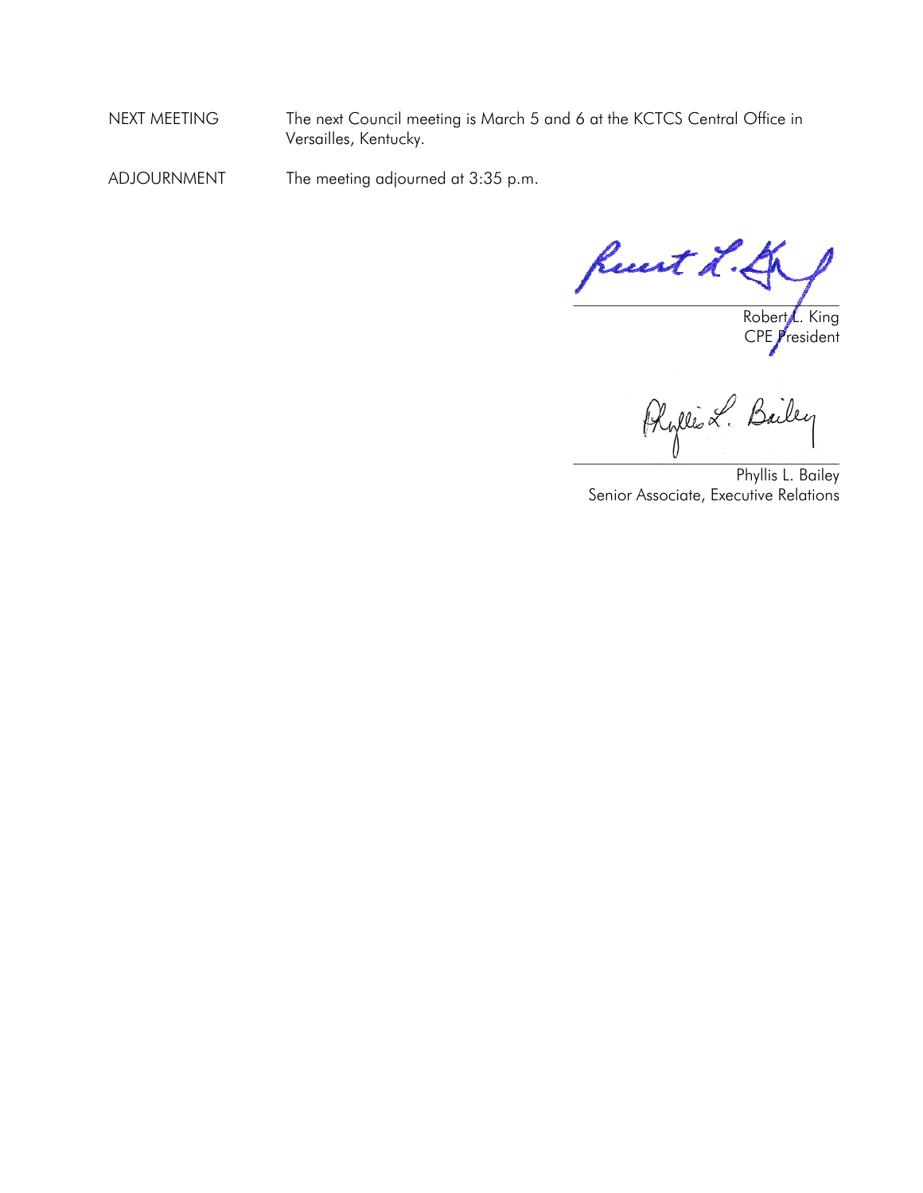NEXT MEETING — The next Council meeting is March 5 and 6 at the KCTCS Central Office in Versailles, Kentucky.

ADJOURNMENT — The meeting adjourned at 3:35 p.m.

Robert L. King
CPE President

Phyllis L. Bailey
Senior Associate, Executive Relations